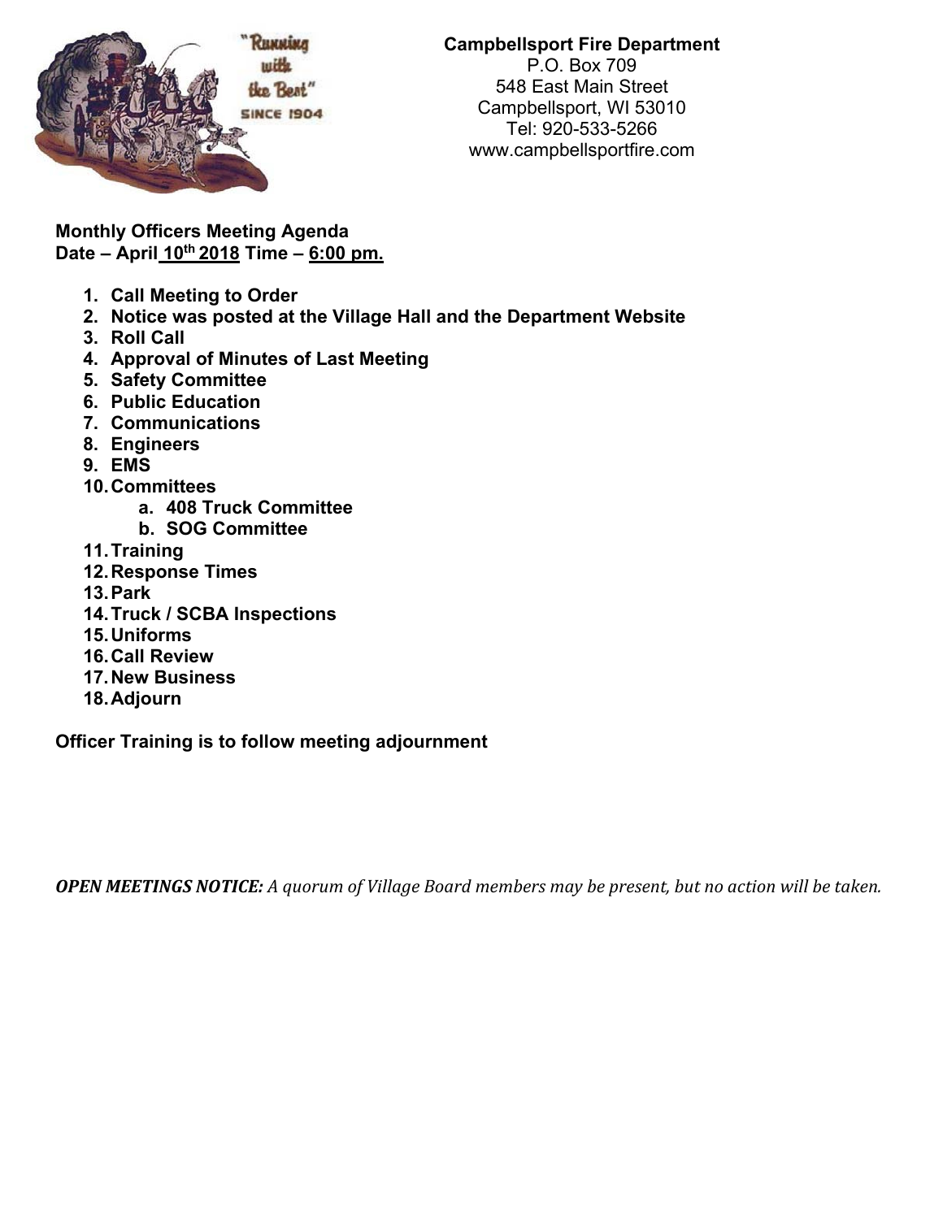**Campbellsport Fire Department**
P.O. Box 709
548 East Main Street
Campbellsport, WI 53010
Tel: 920-533-5266
www.campbellsportfire.com

**Monthly Officers Meeting Agenda**
**Date – April 10th 2018 Time – 6:00 pm.**

1. **Call Meeting to Order**
2. **Notice was posted at the Village Hall and the Department Website**
3. **Roll Call**
4. **Approval of Minutes of Last Meeting**
5. **Safety Committee**
6. **Public Education**
7. **Communications**
8. **Engineers**
9. **EMS**
10. **Committees**
    a. **408 Truck Committee**
    b. **SOG Committee**
11. **Training**
12. **Response Times**
13. **Park**
14. **Truck / SCBA Inspections**
15. **Uniforms**
16. **Call Review**
17. **New Business**
18. **Adjourn**

**Officer Training is to follow meeting adjournment**

***OPEN MEETINGS NOTICE:*** *A quorum of Village Board members may be present, but no action will be taken.*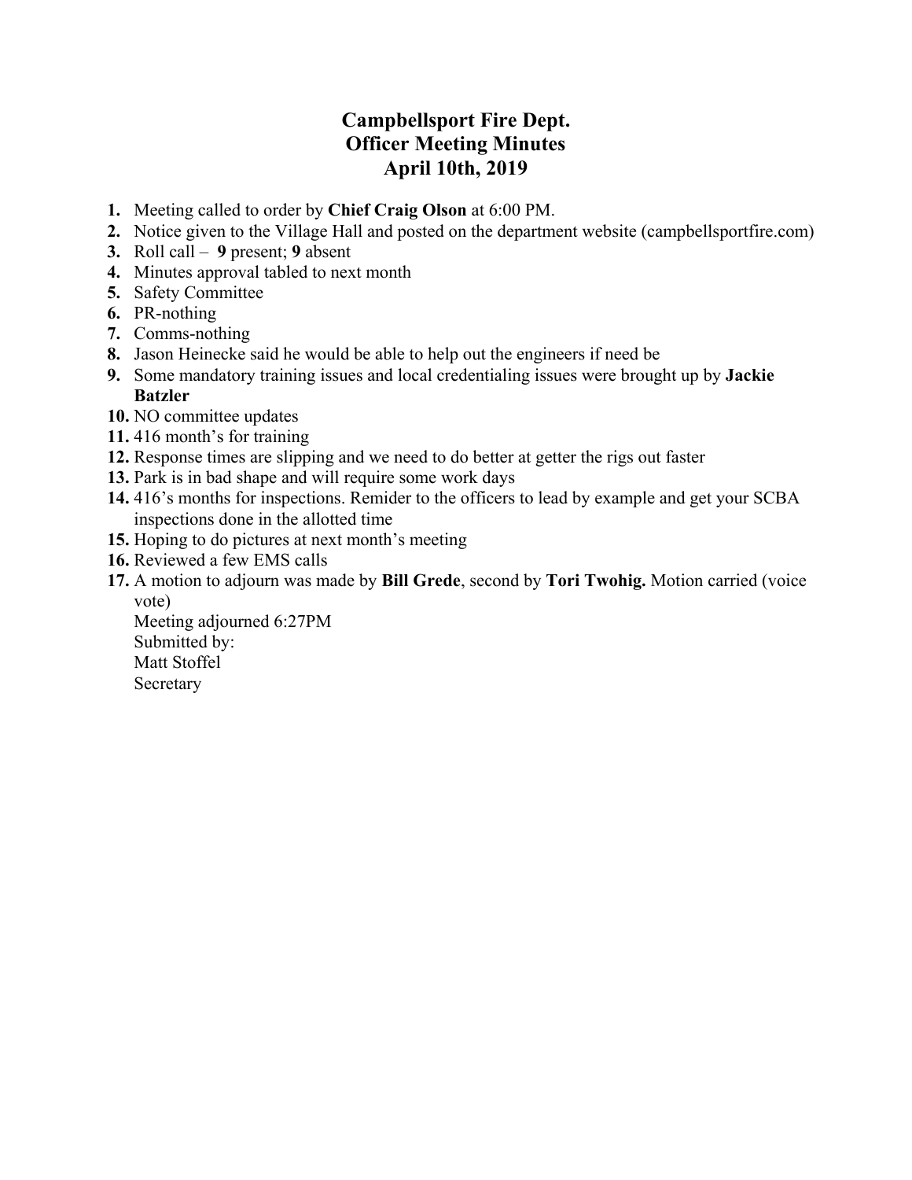# Campbellsport Fire Dept.
# Officer Meeting Minutes
# April 10th, 2019

1. Meeting called to order by **Chief Craig Olson** at 6:00 PM.
2. Notice given to the Village Hall and posted on the department website (campbellsportfire.com)
3. Roll call – **9** present; **9** absent
4. Minutes approval tabled to next month
5. Safety Committee
6. PR-nothing
7. Comms-nothing
8. Jason Heinecke said he would be able to help out the engineers if need be
9. Some mandatory training issues and local credentialing issues were brought up by **Jackie Batzler**
10. NO committee updates
11. 416 month's for training
12. Response times are slipping and we need to do better at getter the rigs out faster
13. Park is in bad shape and will require some work days
14. 416's months for inspections. Remider to the officers to lead by example and get your SCBA inspections done in the allotted time
15. Hoping to do pictures at next month's meeting
16. Reviewed a few EMS calls
17. A motion to adjourn was made by **Bill Grede**, second by **Tori Twohig.** Motion carried (voice vote)

    Meeting adjourned 6:27PM

    Submitted by:

    Matt Stoffel

    Secretary